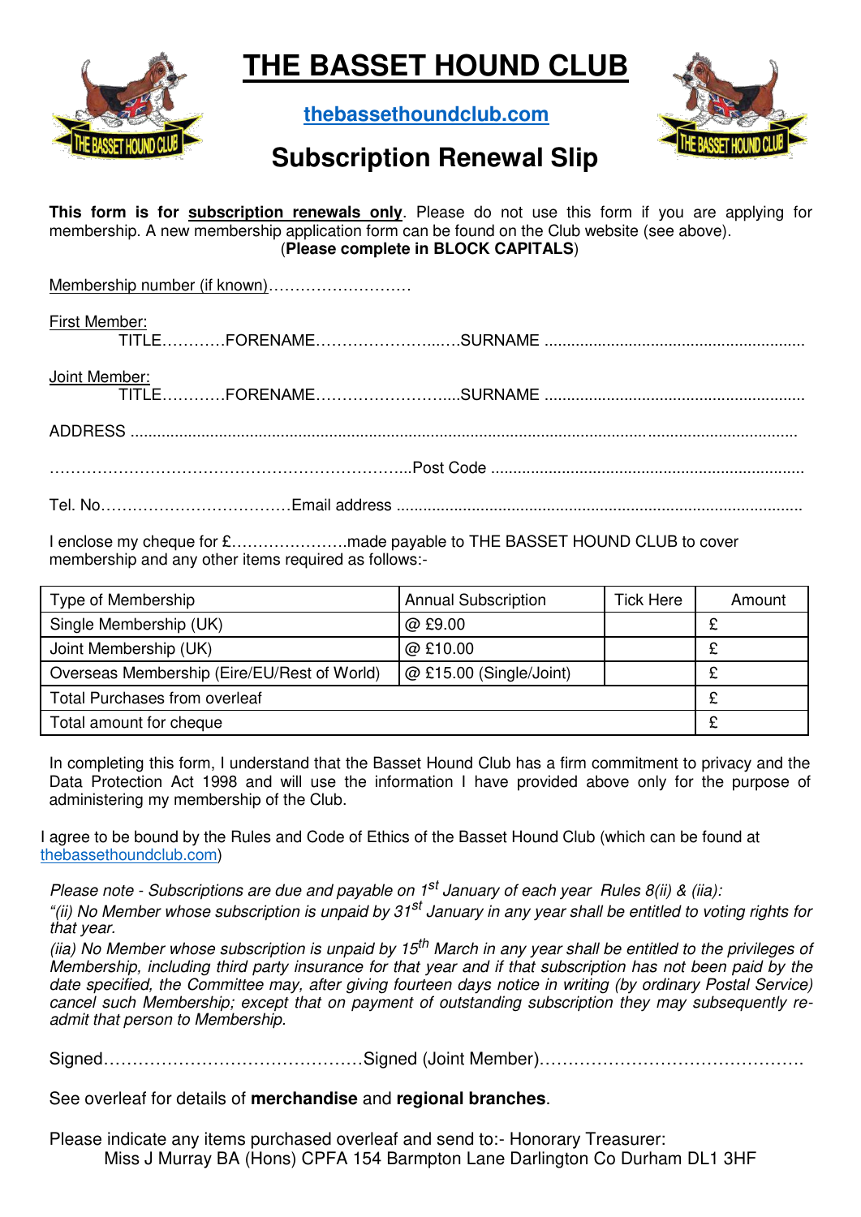# THE BASSET HOUND CLUB

**thebassethoundclub.com**

## Subscription Renewal Slip

**This form is for subscription renewals only**. Please do not use this form if you are applying for membership. A new membership application form can be found on the Club website (see above).
(**Please complete in BLOCK CAPITALS**)

Membership number (if known)……………………….

First Member:
TITLE…………FORENAME……………………..….SURNAME ..........................................................

Joint Member:
TITLE…………FORENAME……………………....SURNAME ..........................................................

ADDRESS ......................................................................................................................................

………………………………………………………...Post Code ......................................................................

Tel. No………………………………Email address ...........................................................................................

I enclose my cheque for £………………….made payable to THE BASSET HOUND CLUB to cover membership and any other items required as follows:-

| Type of Membership | Annual Subscription | Tick Here | Amount |
|---|---|---|---|
| Single Membership (UK) | @ £9.00 | | £ |
| Joint Membership (UK) | @ £10.00 | | £ |
| Overseas Membership (Eire/EU/Rest of World) | @ £15.00 (Single/Joint) | | £ |
| Total Purchases from overleaf | | | £ |
| Total amount for cheque | | | £ |

In completing this form, I understand that the Basset Hound Club has a firm commitment to privacy and the Data Protection Act 1998 and will use the information I have provided above only for the purpose of administering my membership of the Club.

I agree to be bound by the Rules and Code of Ethics of the Basset Hound Club (which can be found at thebassethoundclub.com)

*Please note - Subscriptions are due and payable on 1st January of each year Rules 8(ii) & (iia):*
*"(ii) No Member whose subscription is unpaid by 31st January in any year shall be entitled to voting rights for that year.*
*(iia) No Member whose subscription is unpaid by 15th March in any year shall be entitled to the privileges of Membership, including third party insurance for that year and if that subscription has not been paid by the date specified, the Committee may, after giving fourteen days notice in writing (by ordinary Postal Service) cancel such Membership; except that on payment of outstanding subscription they may subsequently re-admit that person to Membership.*

Signed………………………………………Signed (Joint Member)……………………………………….

See overleaf for details of **merchandise** and **regional branches**.

Please indicate any items purchased overleaf and send to:- Honorary Treasurer:
Miss J Murray BA (Hons) CPFA 154 Barmpton Lane Darlington Co Durham DL1 3HF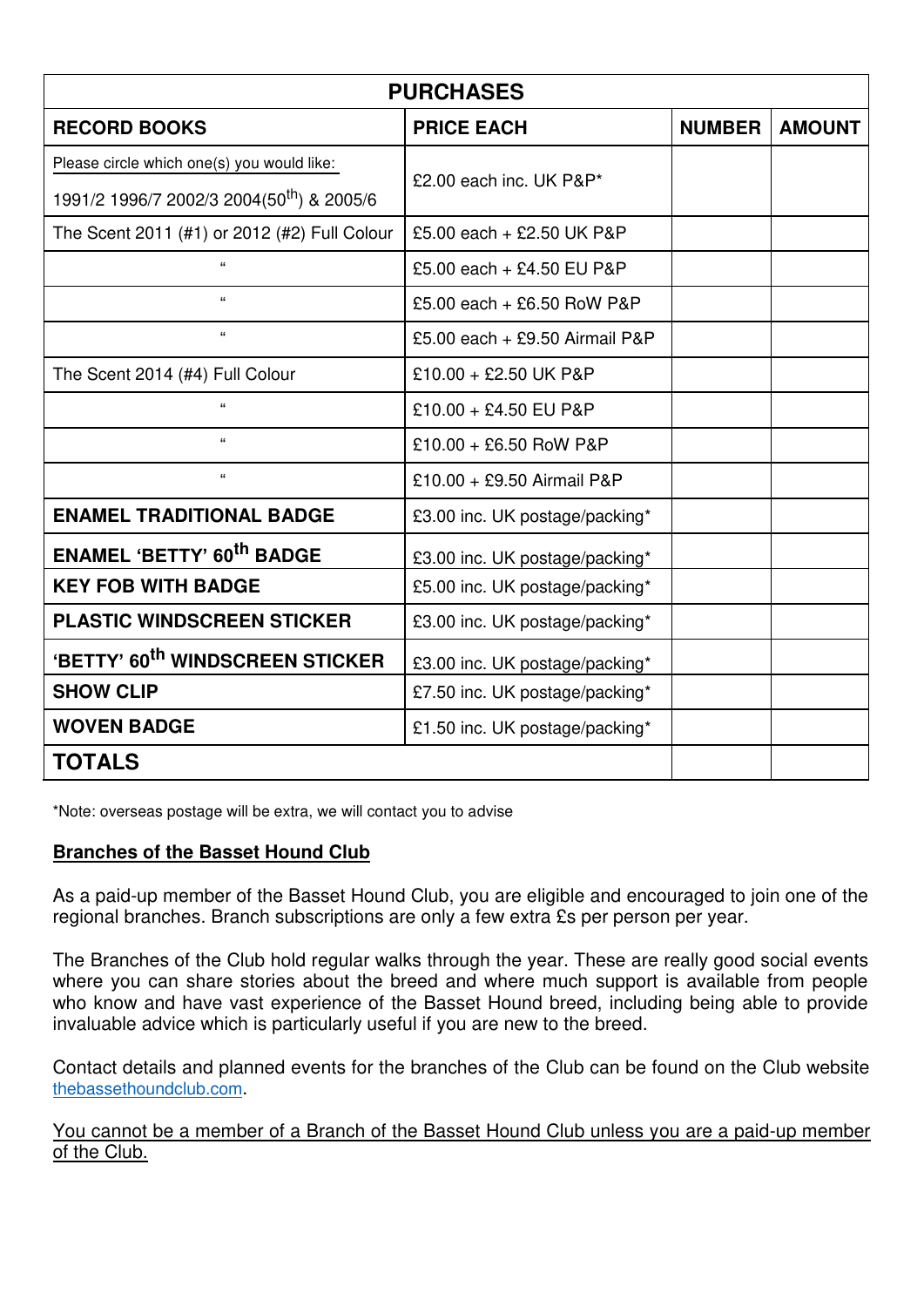| PURCHASES | | | |
|---|---|---|---|
| **RECORD BOOKS** | **PRICE EACH** | **NUMBER** | **AMOUNT** |
| Please circle which one(s) you would like: 1991/2 1996/7 2002/3 2004(50th) & 2005/6 | £2.00 each inc. UK P&P* | | |
| The Scent 2011 (#1) or 2012 (#2) Full Colour | £5.00 each + £2.50 UK P&P | | |
| " | £5.00 each + £4.50 EU P&P | | |
| " | £5.00 each + £6.50 RoW P&P | | |
| " | £5.00 each + £9.50 Airmail P&P | | |
| The Scent 2014 (#4) Full Colour | £10.00 + £2.50 UK P&P | | |
| " | £10.00 + £4.50 EU P&P | | |
| " | £10.00 + £6.50 RoW P&P | | |
| " | £10.00 + £9.50 Airmail P&P | | |
| **ENAMEL TRADITIONAL BADGE** | £3.00 inc. UK postage/packing* | | |
| **ENAMEL 'BETTY' 60th BADGE** | £3.00 inc. UK postage/packing* | | |
| **KEY FOB WITH BADGE** | £5.00 inc. UK postage/packing* | | |
| **PLASTIC WINDSCREEN STICKER** | £3.00 inc. UK postage/packing* | | |
| **'BETTY' 60th WINDSCREEN STICKER** | £3.00 inc. UK postage/packing* | | |
| **SHOW CLIP** | £7.50 inc. UK postage/packing* | | |
| **WOVEN BADGE** | £1.50 inc. UK postage/packing* | | |
| **TOTALS** | | | |

*Note: overseas postage will be extra, we will contact you to advise

## Branches of the Basset Hound Club

As a paid-up member of the Basset Hound Club, you are eligible and encouraged to join one of the regional branches. Branch subscriptions are only a few extra £s per person per year.

The Branches of the Club hold regular walks through the year. These are really good social events where you can share stories about the breed and where much support is available from people who know and have vast experience of the Basset Hound breed, including being able to provide invaluable advice which is particularly useful if you are new to the breed.

Contact details and planned events for the branches of the Club can be found on the Club website thebassethoundclub.com.

You cannot be a member of a Branch of the Basset Hound Club unless you are a paid-up member of the Club.